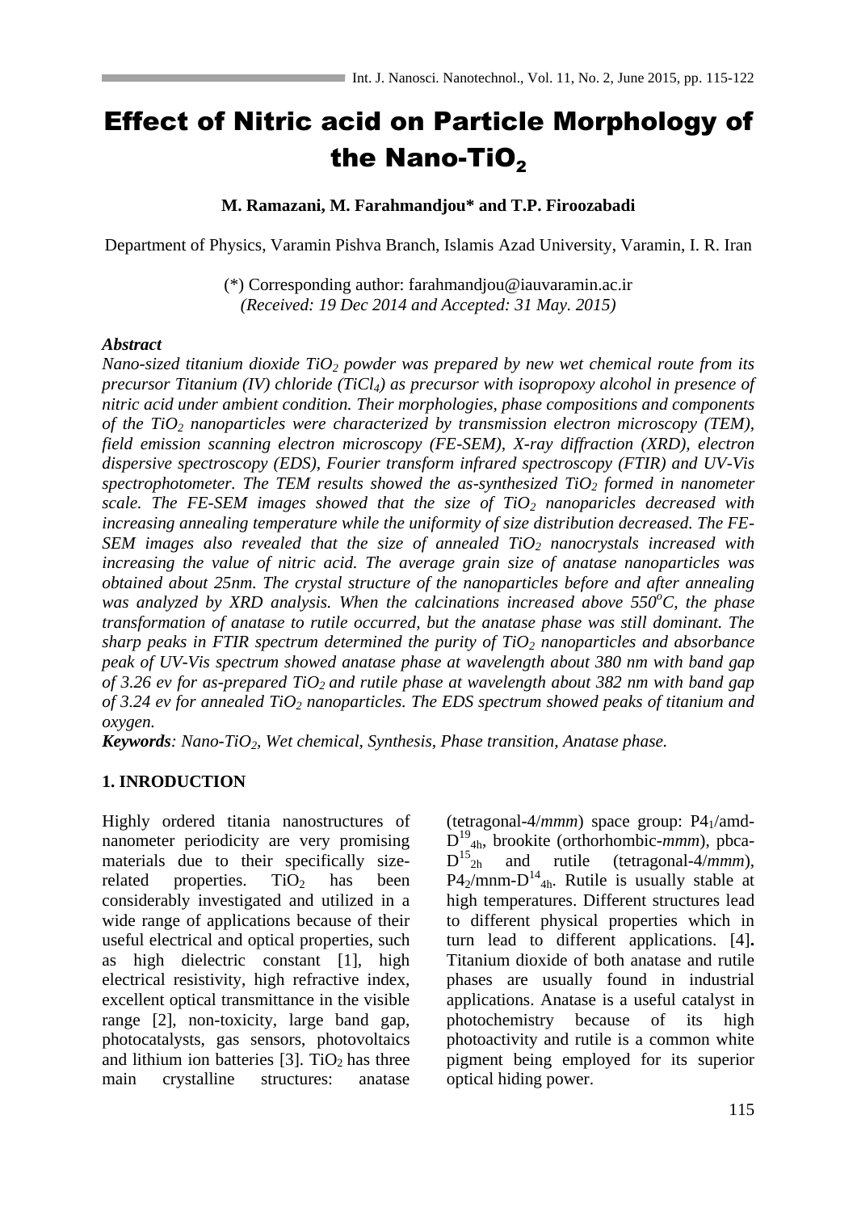# Effect of Nitric acid on Particle Morphology of the Nano-$TiO_2$

**M. Ramazani, M. Farahmandjou\* and T.P. Firoozabadi**

Department of Physics, Varamin Pishva Branch, Islamis Azad University, Varamin, I. R. Iran

(\*) Corresponding author: farahmandjou@iauvaramin.ac.ir
*(Received: 19 Dec 2014 and Accepted: 31 May. 2015)*

***Abstract***

*Nano-sized titanium dioxide $TiO_2$ powder was prepared by new wet chemical route from its precursor Titanium (IV) chloride ($TiCl_4$) as precursor with isopropoxy alcohol in presence of nitric acid under ambient condition. Their morphologies, phase compositions and components of the $TiO_2$ nanoparticles were characterized by transmission electron microscopy (TEM), field emission scanning electron microscopy (FE-SEM), X-ray diffraction (XRD), electron dispersive spectroscopy (EDS), Fourier transform infrared spectroscopy (FTIR) and UV-Vis spectrophotometer. The TEM results showed the as-synthesized $TiO_2$ formed in nanometer scale. The FE-SEM images showed that the size of $TiO_2$ nanoparicles decreased with increasing annealing temperature while the uniformity of size distribution decreased. The FE-SEM images also revealed that the size of annealed $TiO_2$ nanocrystals increased with increasing the value of nitric acid. The average grain size of anatase nanoparticles was obtained about 25nm. The crystal structure of the nanoparticles before and after annealing was analyzed by XRD analysis. When the calcinations increased above $550^oC$, the phase transformation of anatase to rutile occurred, but the anatase phase was still dominant. The sharp peaks in FTIR spectrum determined the purity of $TiO_2$ nanoparticles and absorbance peak of UV-Vis spectrum showed anatase phase at wavelength about 380 nm with band gap of 3.26 ev for as-prepared $TiO_2$ and rutile phase at wavelength about 382 nm with band gap of 3.24 ev for annealed $TiO_2$ nanoparticles. The EDS spectrum showed peaks of titanium and oxygen.*

***Keywords**: Nano-$TiO_2$, Wet chemical, Synthesis, Phase transition, Anatase phase.*

## 1. INRODUCTION

Highly ordered titania nanostructures of nanometer periodicity are very promising materials due to their specifically size-related properties. $TiO_2$ has been considerably investigated and utilized in a wide range of applications because of their useful electrical and optical properties, such as high dielectric constant [1], high electrical resistivity, high refractive index, excellent optical transmittance in the visible range [2], non-toxicity, large band gap, photocatalysts, gas sensors, photovoltaics and lithium ion batteries [3]. $TiO_2$ has three main crystalline structures: anatase (tetragonal-4/*mmm*) space group: $P4_1$/amd-$D^{19}_{4h}$, brookite (orthorhombic-*mmm*), pbca-$D^{15}_{2h}$ and rutile (tetragonal-4/*mmm*), $P4_2$/mnm-$D^{14}_{4h}$. Rutile is usually stable at high temperatures. Different structures lead to different physical properties which in turn lead to different applications. [4]. Titanium dioxide of both anatase and rutile phases are usually found in industrial applications. Anatase is a useful catalyst in photochemistry because of its high photoactivity and rutile is a common white pigment being employed for its superior optical hiding power.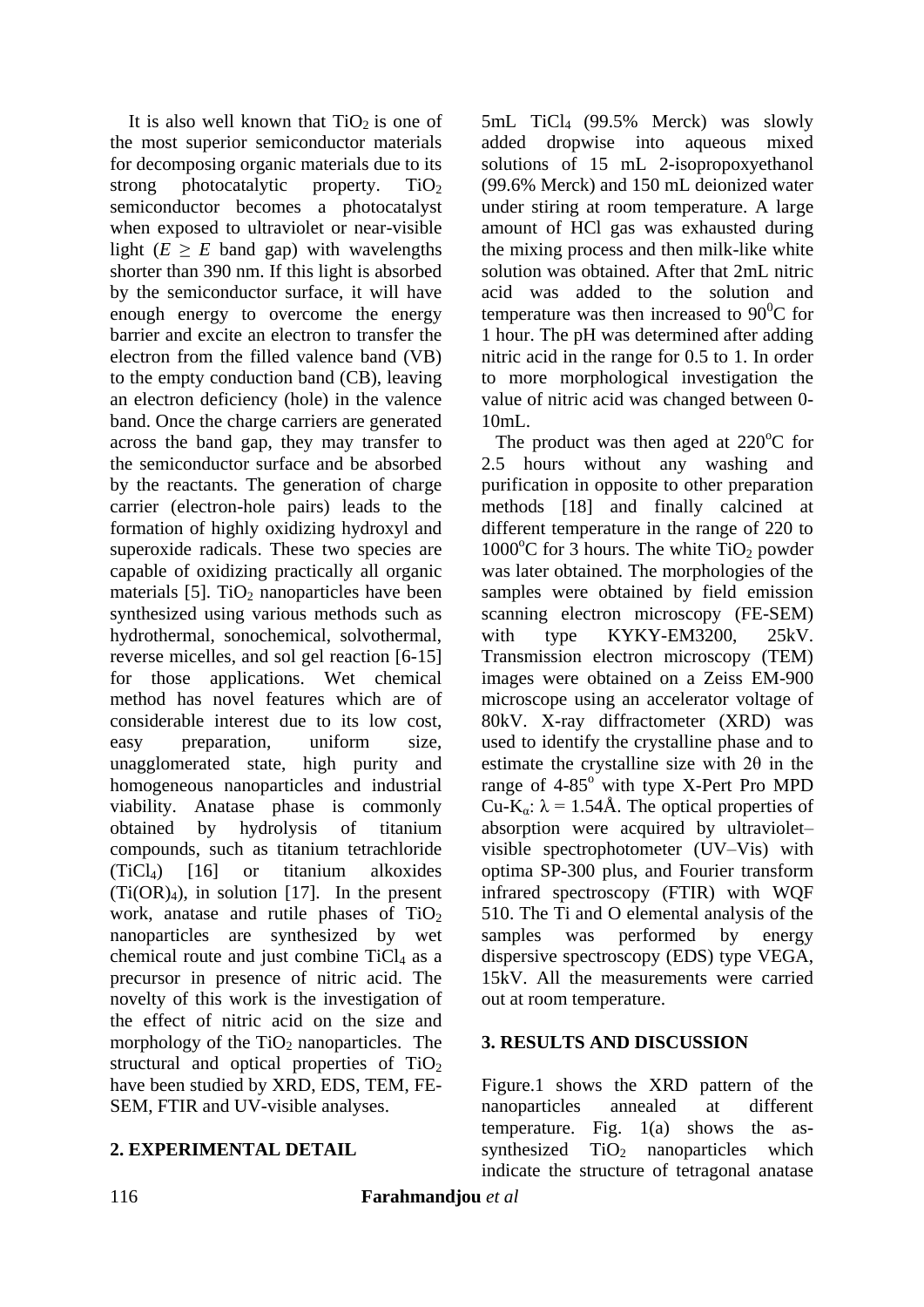It is also well known that $TiO_2$ is one of the most superior semiconductor materials for decomposing organic materials due to its strong photocatalytic property. $TiO_2$ semiconductor becomes a photocatalyst when exposed to ultraviolet or near-visible light ($E \geq E$ band gap) with wavelengths shorter than 390 nm. If this light is absorbed by the semiconductor surface, it will have enough energy to overcome the energy barrier and excite an electron to transfer the electron from the filled valence band (VB) to the empty conduction band (CB), leaving an electron deficiency (hole) in the valence band. Once the charge carriers are generated across the band gap, they may transfer to the semiconductor surface and be absorbed by the reactants. The generation of charge carrier (electron-hole pairs) leads to the formation of highly oxidizing hydroxyl and superoxide radicals. These two species are capable of oxidizing practically all organic materials [5]. $TiO_2$ nanoparticles have been synthesized using various methods such as hydrothermal, sonochemical, solvothermal, reverse micelles, and sol gel reaction [6-15] for those applications. Wet chemical method has novel features which are of considerable interest due to its low cost, easy preparation, uniform size, unagglomerated state, high purity and homogeneous nanoparticles and industrial viability. Anatase phase is commonly obtained by hydrolysis of titanium compounds, such as titanium tetrachloride ($TiCl_4$) [16] or titanium alkoxides ($Ti(OR)_4$), in solution [17]. In the present work, anatase and rutile phases of $TiO_2$ nanoparticles are synthesized by wet chemical route and just combine $TiCl_4$ as a precursor in presence of nitric acid. The novelty of this work is the investigation of the effect of nitric acid on the size and morphology of the $TiO_2$ nanoparticles. The structural and optical properties of $TiO_2$ have been studied by XRD, EDS, TEM, FE-SEM, FTIR and UV-visible analyses.

## 2. EXPERIMENTAL DETAIL

5mL $TiCl_4$ (99.5% Merck) was slowly added dropwise into aqueous mixed solutions of 15 mL 2-isopropoxyethanol (99.6% Merck) and 150 mL deionized water under stiring at room temperature. A large amount of HCl gas was exhausted during the mixing process and then milk-like white solution was obtained. After that 2mL nitric acid was added to the solution and temperature was then increased to $90^0$C for 1 hour. The pH was determined after adding nitric acid in the range for 0.5 to 1. In order to more morphological investigation the value of nitric acid was changed between 0-10mL.

The product was then aged at $220^o$C for 2.5 hours without any washing and purification in opposite to other preparation methods [18] and finally calcined at different temperature in the range of 220 to $1000^o$C for 3 hours. The white $TiO_2$ powder was later obtained. The morphologies of the samples were obtained by field emission scanning electron microscopy (FE-SEM) with type KYKY-EM3200, 25kV. Transmission electron microscopy (TEM) images were obtained on a Zeiss EM-900 microscope using an accelerator voltage of 80kV. X-ray diffractometer (XRD) was used to identify the crystalline phase and to estimate the crystalline size with $2\theta$ in the range of 4-85$^o$ with type X-Pert Pro MPD Cu-K$_\alpha$: $\lambda$ = 1.54Å. The optical properties of absorption were acquired by ultraviolet–visible spectrophotometer (UV–Vis) with optima SP-300 plus, and Fourier transform infrared spectroscopy (FTIR) with WQF 510. The Ti and O elemental analysis of the samples was performed by energy dispersive spectroscopy (EDS) type VEGA, 15kV. All the measurements were carried out at room temperature.

## 3. RESULTS AND DISCUSSION

Figure.1 shows the XRD pattern of the nanoparticles annealed at different temperature. Fig. 1(a) shows the as-synthesized $TiO_2$ nanoparticles which indicate the structure of tetragonal anatase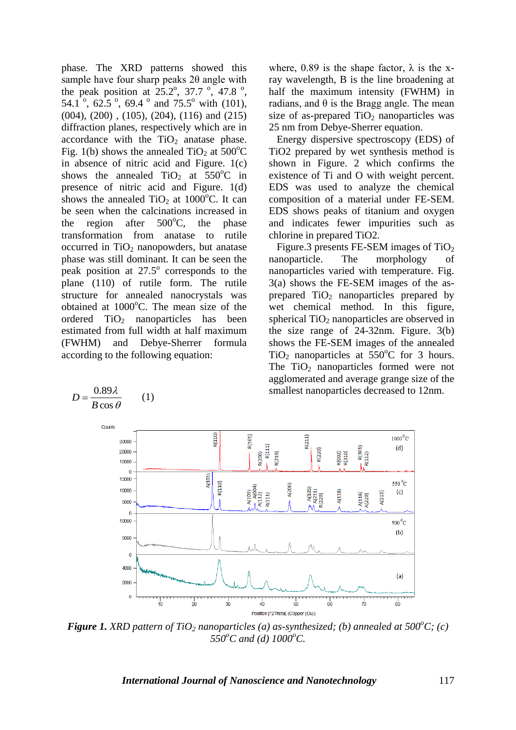phase. The XRD patterns showed this sample have four sharp peaks 2θ angle with the peak position at 25.2°, 37.7 °, 47.8 °, 54.1 °, 62.5 °, 69.4 ° and 75.5° with (101), (004), (200) , (105), (204), (116) and (215) diffraction planes, respectively which are in accordance with the $TiO_2$ anatase phase. Fig. 1(b) shows the annealed $TiO_2$ at 500°C in absence of nitric acid and Figure. 1(c) shows the annealed $TiO_2$ at 550°C in presence of nitric acid and Figure. 1(d) shows the annealed $TiO_2$ at 1000°C. It can be seen when the calcinations increased in the region after 500°C, the phase transformation from anatase to rutile occurred in $TiO_2$ nanopowders, but anatase phase was still dominant. It can be seen the peak position at 27.5° corresponds to the plane (110) of rutile form. The rutile structure for annealed nanocrystals was obtained at 1000°C. The mean size of the ordered $TiO_2$ nanoparticles has been estimated from full width at half maximum (FWHM) and Debye-Sherrer formula according to the following equation:

$$D = \frac{0.89\lambda}{B\cos\theta} \qquad (1)$$

where, 0.89 is the shape factor, λ is the x-ray wavelength, B is the line broadening at half the maximum intensity (FWHM) in radians, and θ is the Bragg angle. The mean size of as-prepared $TiO_2$ nanoparticles was 25 nm from Debye-Sherrer equation.

Energy dispersive spectroscopy (EDS) of TiO2 prepared by wet synthesis method is shown in Figure. 2 which confirms the existence of Ti and O with weight percent. EDS was used to analyze the chemical composition of a material under FE-SEM. EDS shows peaks of titanium and oxygen and indicates fewer impurities such as chlorine in prepared TiO2.

Figure.3 presents FE-SEM images of $TiO_2$ nanoparticle. The morphology of nanoparticles varied with temperature. Fig. 3(a) shows the FE-SEM images of the as-prepared $TiO_2$ nanoparticles prepared by wet chemical method. In this figure, spherical $TiO_2$ nanoparticles are observed in the size range of 24-32nm. Figure. 3(b) shows the FE-SEM images of the annealed $TiO_2$ nanoparticles at 550°C for 3 hours. The $TiO_2$ nanoparticles formed were not agglomerated and average grange size of the smallest nanoparticles decreased to 12nm.

***Figure 1.*** *XRD pattern of $TiO_2$ nanoparticles (a) as-synthesized; (b) annealed at 500°C; (c) 550°C and (d) 1000°C.*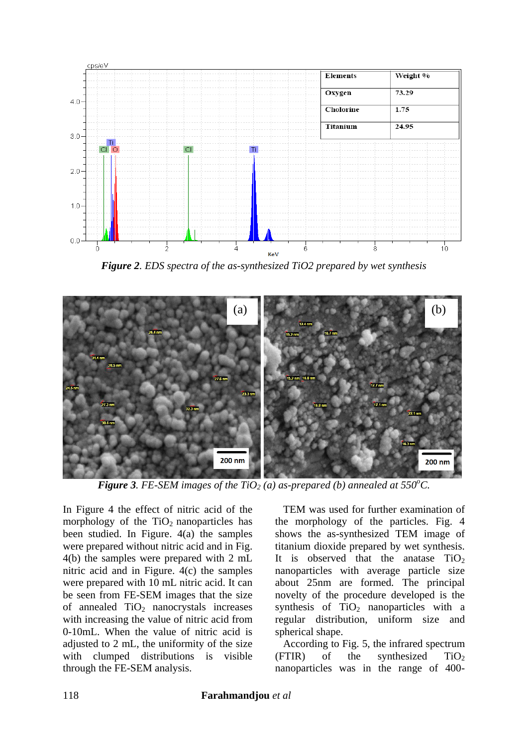| Elements | Weight % |
|---|---|
| Oxygen | 73.29 |
| Cholorine | 1.75 |
| Titanium | 24.95 |

***Figure 2**. EDS spectra of the as-synthesized TiO2 prepared by wet synthesis*

***Figure 3**. FE-SEM images of the $TiO_2$ (a) as-prepared (b) annealed at $550^oC$.*

In Figure 4 the effect of nitric acid of the morphology of the $TiO_2$ nanoparticles has been studied. In Figure. 4(a) the samples were prepared without nitric acid and in Fig. 4(b) the samples were prepared with 2 mL nitric acid and in Figure. 4(c) the samples were prepared with 10 mL nitric acid. It can be seen from FE-SEM images that the size of annealed $TiO_2$ nanocrystals increases with increasing the value of nitric acid from 0-10mL. When the value of nitric acid is adjusted to 2 mL, the uniformity of the size with clumped distributions is visible through the FE-SEM analysis.

TEM was used for further examination of the morphology of the particles. Fig. 4 shows the as-synthesized TEM image of titanium dioxide prepared by wet synthesis. It is observed that the anatase $TiO_2$ nanoparticles with average particle size about 25nm are formed. The principal novelty of the procedure developed is the synthesis of $TiO_2$ nanoparticles with a regular distribution, uniform size and spherical shape.

According to Fig. 5, the infrared spectrum (FTIR) of the synthesized $TiO_2$ nanoparticles was in the range of 400-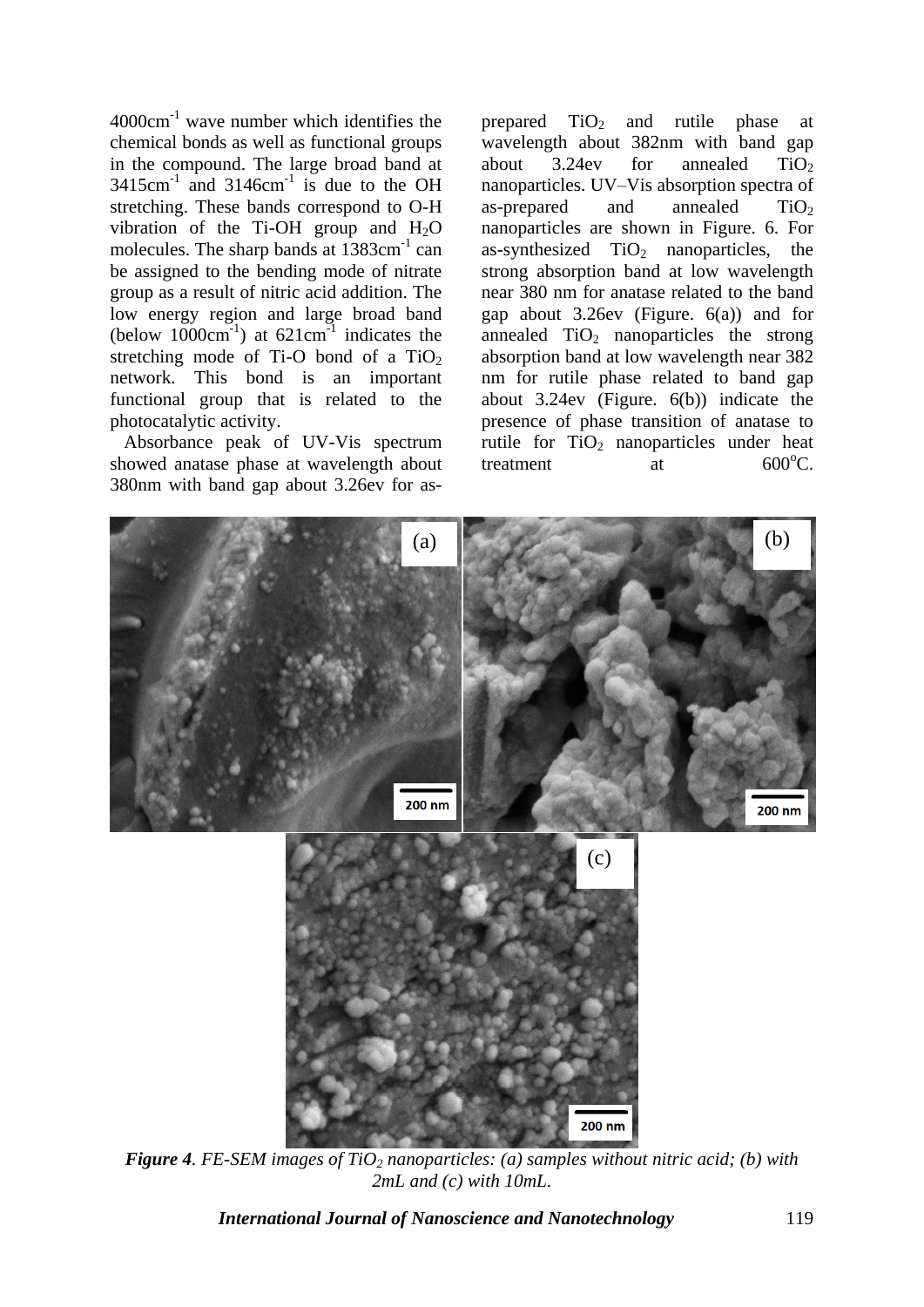4000cm$^{-1}$ wave number which identifies the chemical bonds as well as functional groups in the compound. The large broad band at 3415cm$^{-1}$ and 3146cm$^{-1}$ is due to the OH stretching. These bands correspond to O-H vibration of the Ti-OH group and $H_2O$ molecules. The sharp bands at 1383cm$^{-1}$ can be assigned to the bending mode of nitrate group as a result of nitric acid addition. The low energy region and large broad band (below 1000cm$^{-1}$) at 621cm$^{-1}$ indicates the stretching mode of Ti-O bond of a $TiO_2$ network. This bond is an important functional group that is related to the photocatalytic activity.

Absorbance peak of UV-Vis spectrum showed anatase phase at wavelength about 380nm with band gap about 3.26ev for as-prepared $TiO_2$ and rutile phase at wavelength about 382nm with band gap about 3.24ev for annealed $TiO_2$ nanoparticles. UV–Vis absorption spectra of as-prepared and annealed $TiO_2$ nanoparticles are shown in Figure. 6. For as-synthesized $TiO_2$ nanoparticles, the strong absorption band at low wavelength near 380 nm for anatase related to the band gap about 3.26ev (Figure. 6(a)) and for annealed $TiO_2$ nanoparticles the strong absorption band at low wavelength near 382 nm for rutile phase related to band gap about 3.24ev (Figure. 6(b)) indicate the presence of phase transition of anatase to rutile for $TiO_2$ nanoparticles under heat treatment at 600$^o$C.

***Figure 4**. FE-SEM images of $TiO_2$ nanoparticles: (a) samples without nitric acid; (b) with 2mL and (c) with 10mL.*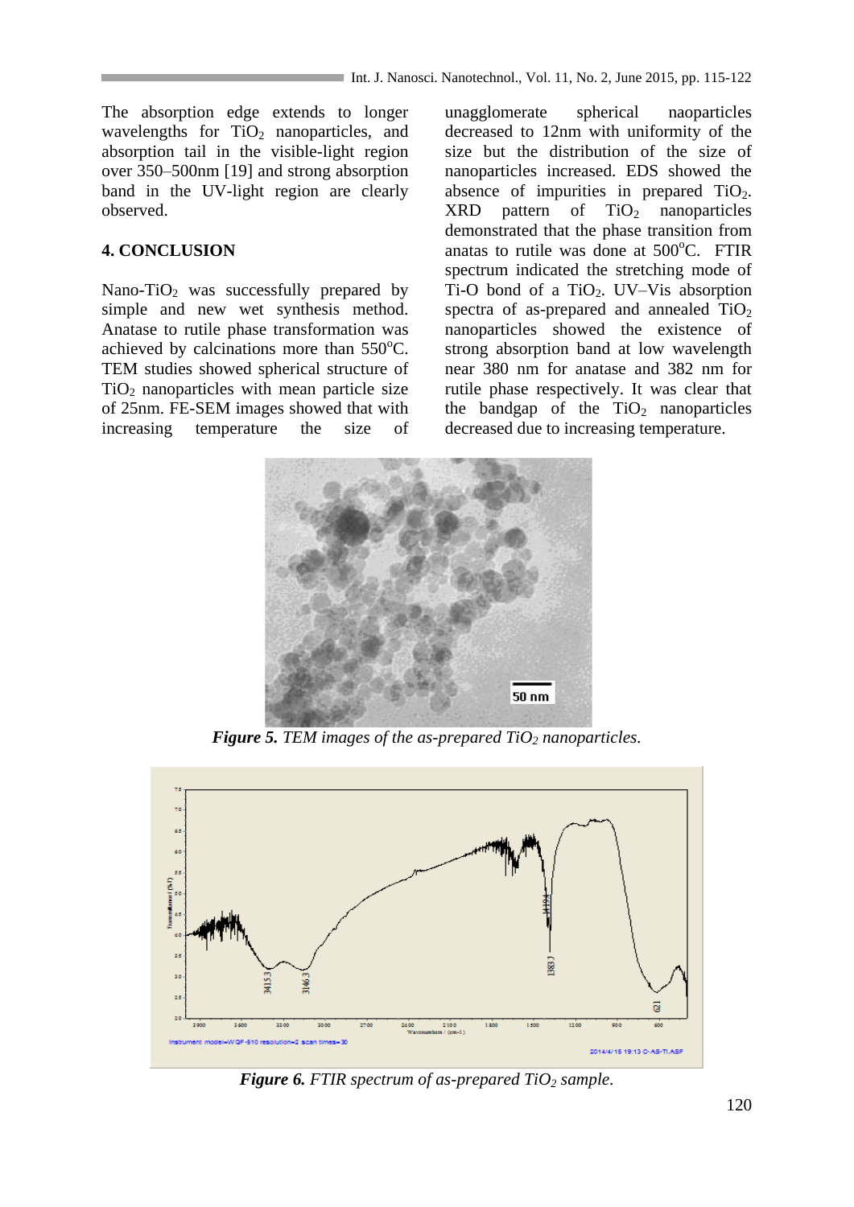The absorption edge extends to longer wavelengths for $TiO_2$ nanoparticles, and absorption tail in the visible-light region over 350–500nm [19] and strong absorption band in the UV-light region are clearly observed.

## 4. CONCLUSION

Nano-$TiO_2$ was successfully prepared by simple and new wet synthesis method. Anatase to rutile phase transformation was achieved by calcinations more than 550$^o$C. TEM studies showed spherical structure of $TiO_2$ nanoparticles with mean particle size of 25nm. FE-SEM images showed that with increasing temperature the size of unagglomerate spherical naoparticles decreased to 12nm with uniformity of the size but the distribution of the size of nanoparticles increased. EDS showed the absence of impurities in prepared $TiO_2$. XRD pattern of $TiO_2$ nanoparticles demonstrated that the phase transition from anatas to rutile was done at 500$^o$C. FTIR spectrum indicated the stretching mode of Ti-O bond of a $TiO_2$. UV–Vis absorption spectra of as-prepared and annealed $TiO_2$ nanoparticles showed the existence of strong absorption band at low wavelength near 380 nm for anatase and 382 nm for rutile phase respectively. It was clear that the bandgap of the $TiO_2$ nanoparticles decreased due to increasing temperature.

***Figure 5.*** *TEM images of the as-prepared $TiO_2$ nanoparticles.*

***Figure 6.*** *FTIR spectrum of as-prepared $TiO_2$ sample.*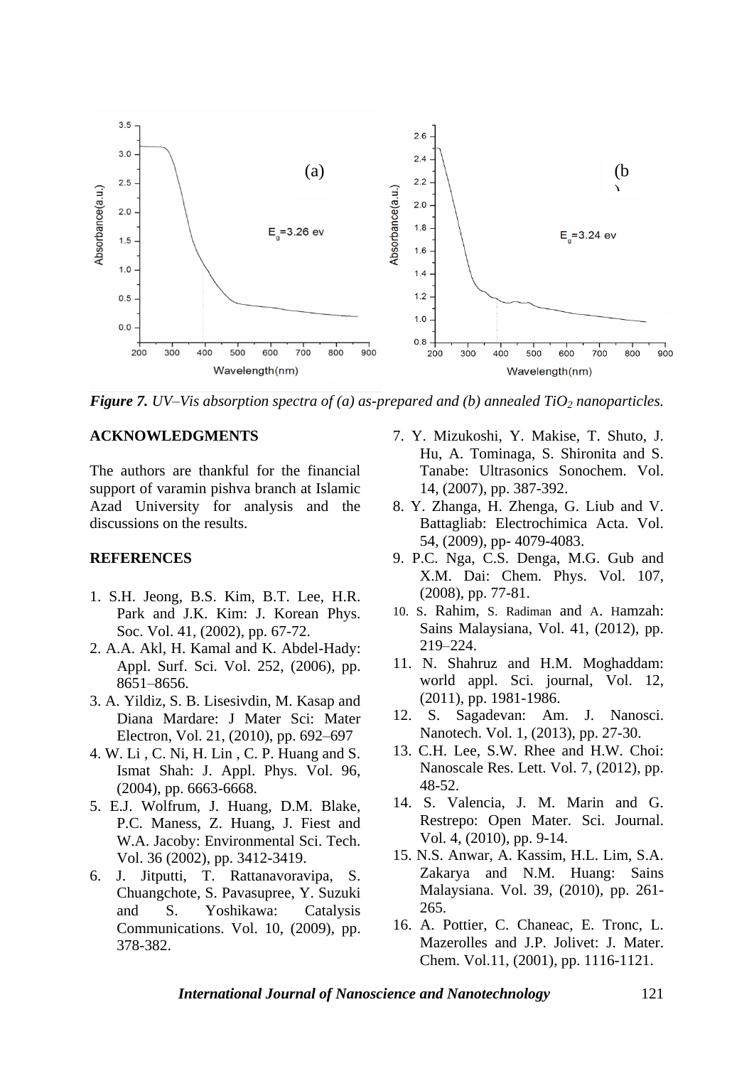*Figure 7. UV–Vis absorption spectra of (a) as-prepared and (b) annealed $TiO_2$ nanoparticles.*

## ACKNOWLEDGMENTS

The authors are thankful for the financial support of varamin pishva branch at Islamic Azad University for analysis and the discussions on the results.

## REFERENCES

1. S.H. Jeong, B.S. Kim, B.T. Lee, H.R. Park and J.K. Kim: J. Korean Phys. Soc. Vol. 41, (2002), pp. 67-72.
2. A.A. Akl, H. Kamal and K. Abdel-Hady: Appl. Surf. Sci. Vol. 252, (2006), pp. 8651–8656.
3. A. Yildiz, S. B. Lisesivdin, M. Kasap and Diana Mardare: J Mater Sci: Mater Electron, Vol. 21, (2010), pp. 692–697
4. W. Li , C. Ni, H. Lin , C. P. Huang and S. Ismat Shah: J. Appl. Phys. Vol. 96, (2004), pp. 6663-6668.
5. E.J. Wolfrum, J. Huang, D.M. Blake, P.C. Maness, Z. Huang, J. Fiest and W.A. Jacoby: Environmental Sci. Tech. Vol. 36 (2002), pp. 3412-3419.
6. J. Jitputti, T. Rattanavoravipa, S. Chuangchote, S. Pavasupree, Y. Suzuki and S. Yoshikawa: Catalysis Communications. Vol. 10, (2009), pp. 378-382.
7. Y. Mizukoshi, Y. Makise, T. Shuto, J. Hu, A. Tominaga, S. Shironita and S. Tanabe: Ultrasonics Sonochem. Vol. 14, (2007), pp. 387-392.
8. Y. Zhanga, H. Zhenga, G. Liub and V. Battagliab: Electrochimica Acta. Vol. 54, (2009), pp- 4079-4083.
9. P.C. Nga, C.S. Denga, M.G. Gub and X.M. Dai: Chem. Phys. Vol. 107, (2008), pp. 77-81.
10. S. Rahim, S. Radiman and A. Hamzah: Sains Malaysiana, Vol. 41, (2012), pp. 219–224.
11. N. Shahruz and H.M. Moghaddam: world appl. Sci. journal, Vol. 12, (2011), pp. 1981-1986.
12. S. Sagadevan: Am. J. Nanosci. Nanotech. Vol. 1, (2013), pp. 27-30.
13. C.H. Lee, S.W. Rhee and H.W. Choi: Nanoscale Res. Lett. Vol. 7, (2012), pp. 48-52.
14. S. Valencia, J. M. Marin and G. Restrepo: Open Mater. Sci. Journal. Vol. 4, (2010), pp. 9-14.
15. N.S. Anwar, A. Kassim, H.L. Lim, S.A. Zakarya and N.M. Huang: Sains Malaysiana. Vol. 39, (2010), pp. 261-265.
16. A. Pottier, C. Chaneac, E. Tronc, L. Mazerolles and J.P. Jolivet: J. Mater. Chem. Vol.11, (2001), pp. 1116-1121.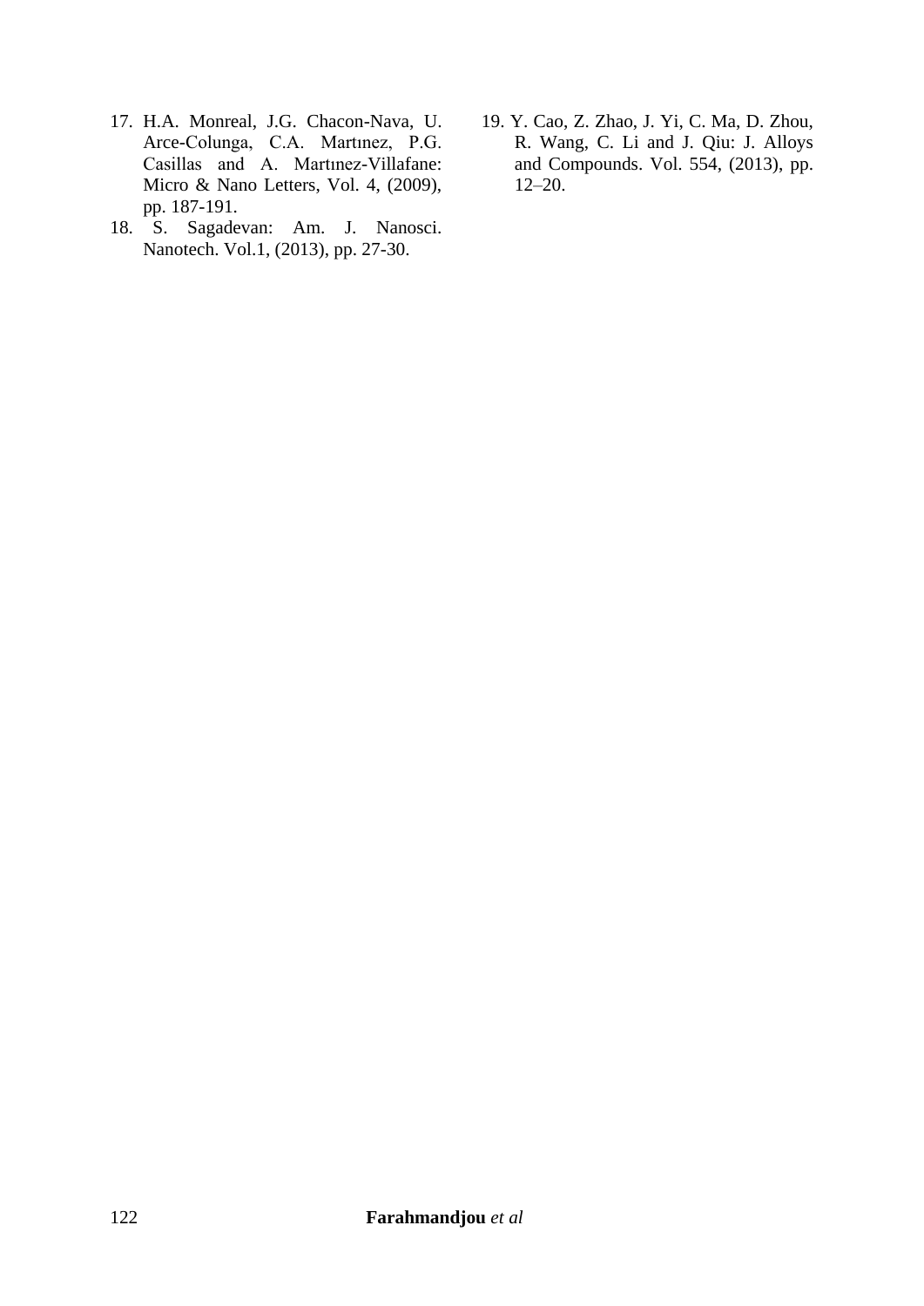17. H.A. Monreal, J.G. Chacon-Nava, U. Arce-Colunga, C.A. Martınez, P.G. Casillas and A. Martınez-Villafane: Micro & Nano Letters, Vol. 4, (2009), pp. 187-191.
18. S. Sagadevan: Am. J. Nanosci. Nanotech. Vol.1, (2013), pp. 27-30.
19. Y. Cao, Z. Zhao, J. Yi, C. Ma, D. Zhou, R. Wang, C. Li and J. Qiu: J. Alloys and Compounds. Vol. 554, (2013), pp. 12–20.